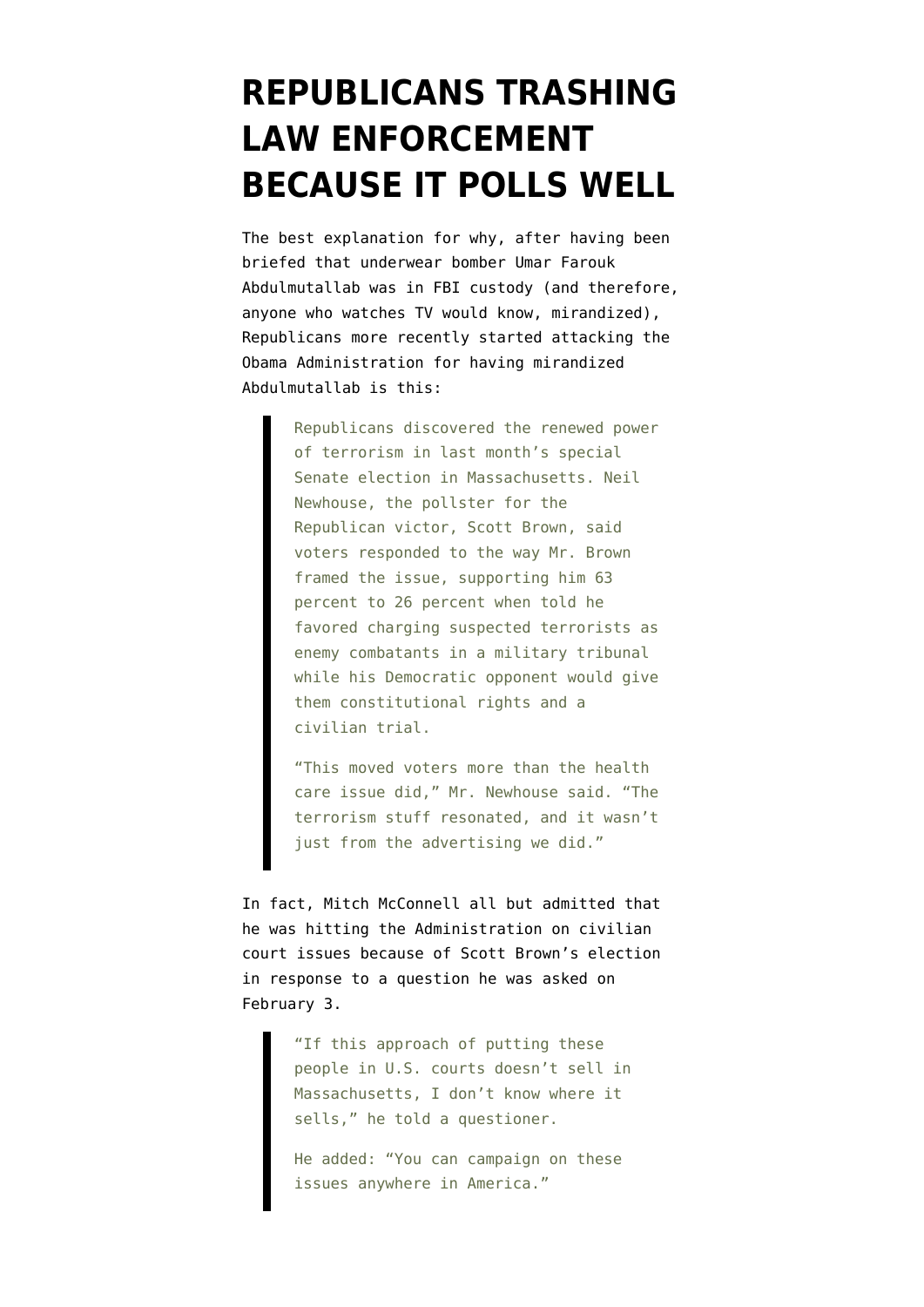# REPUBLICANS TRASHING LAW ENFORCEMENT BECAUSE IT POLLS WELL

The best explanation for why, after having been briefed that underwear bomber Umar Farouk Abdulmutallab was in FBI custody (and therefore, anyone who watches TV would know, mirandized), Republicans more recently started attacking the Obama Administration for having mirandized Abdulmutallab is this:

> Republicans discovered the renewed power of terrorism in last month's special Senate election in Massachusetts. Neil Newhouse, the pollster for the Republican victor, Scott Brown, said voters responded to the way Mr. Brown framed the issue, supporting him 63 percent to 26 percent when told he favored charging suspected terrorists as enemy combatants in a military tribunal while his Democratic opponent would give them constitutional rights and a civilian trial.
>
> "This moved voters more than the health care issue did," Mr. Newhouse said. "The terrorism stuff resonated, and it wasn't just from the advertising we did."

In fact, Mitch McConnell all but admitted that he was hitting the Administration on civilian court issues because of Scott Brown's election in response to a question he was asked on February 3.

> "If this approach of putting these people in U.S. courts doesn't sell in Massachusetts, I don't know where it sells," he told a questioner.
>
> He added: "You can campaign on these issues anywhere in America."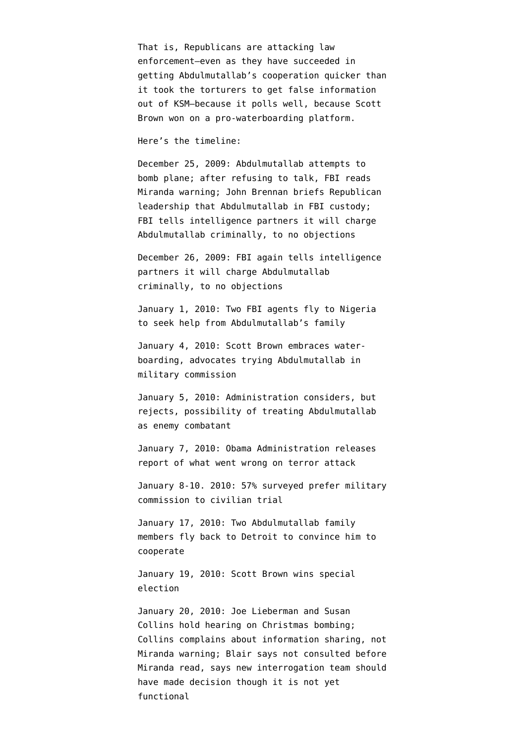That is, Republicans are attacking law enforcement—even as they have succeeded in getting Abdulmutallab's cooperation quicker than it took the torturers to get false information out of KSM—because it polls well, because Scott Brown won on a pro-waterboarding platform.

Here's the timeline:

December 25, 2009: Abdulmutallab attempts to bomb plane; after refusing to talk, FBI reads Miranda warning; John Brennan briefs Republican leadership that Abdulmutallab in FBI custody; FBI tells intelligence partners it will charge Abdulmutallab criminally, to no objections

December 26, 2009: FBI again tells intelligence partners it will charge Abdulmutallab criminally, to no objections

January 1, 2010: Two FBI agents fly to Nigeria to seek help from Abdulmutallab's family

January 4, 2010: Scott Brown embraces water-boarding, advocates trying Abdulmutallab in military commission

January 5, 2010: Administration considers, but rejects, possibility of treating Abdulmutallab as enemy combatant

January 7, 2010: Obama Administration releases report of what went wrong on terror attack

January 8-10. 2010: 57% surveyed prefer military commission to civilian trial

January 17, 2010: Two Abdulmutallab family members fly back to Detroit to convince him to cooperate

January 19, 2010: Scott Brown wins special election

January 20, 2010: Joe Lieberman and Susan Collins hold hearing on Christmas bombing; Collins complains about information sharing, not Miranda warning; Blair says not consulted before Miranda read, says new interrogation team should have made decision though it is not yet functional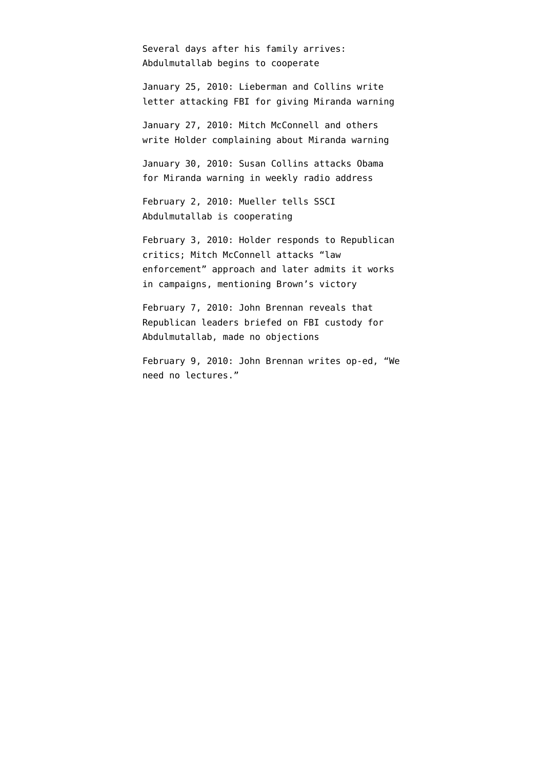Several days after his family arrives: Abdulmutallab begins to cooperate

January 25, 2010: Lieberman and Collins write letter attacking FBI for giving Miranda warning

January 27, 2010: Mitch McConnell and others write Holder complaining about Miranda warning

January 30, 2010: Susan Collins attacks Obama for Miranda warning in weekly radio address

February 2, 2010: Mueller tells SSCI Abdulmutallab is cooperating

February 3, 2010: Holder responds to Republican critics; Mitch McConnell attacks "law enforcement" approach and later admits it works in campaigns, mentioning Brown's victory

February 7, 2010: John Brennan reveals that Republican leaders briefed on FBI custody for Abdulmutallab, made no objections

February 9, 2010: John Brennan writes op-ed, "We need no lectures."